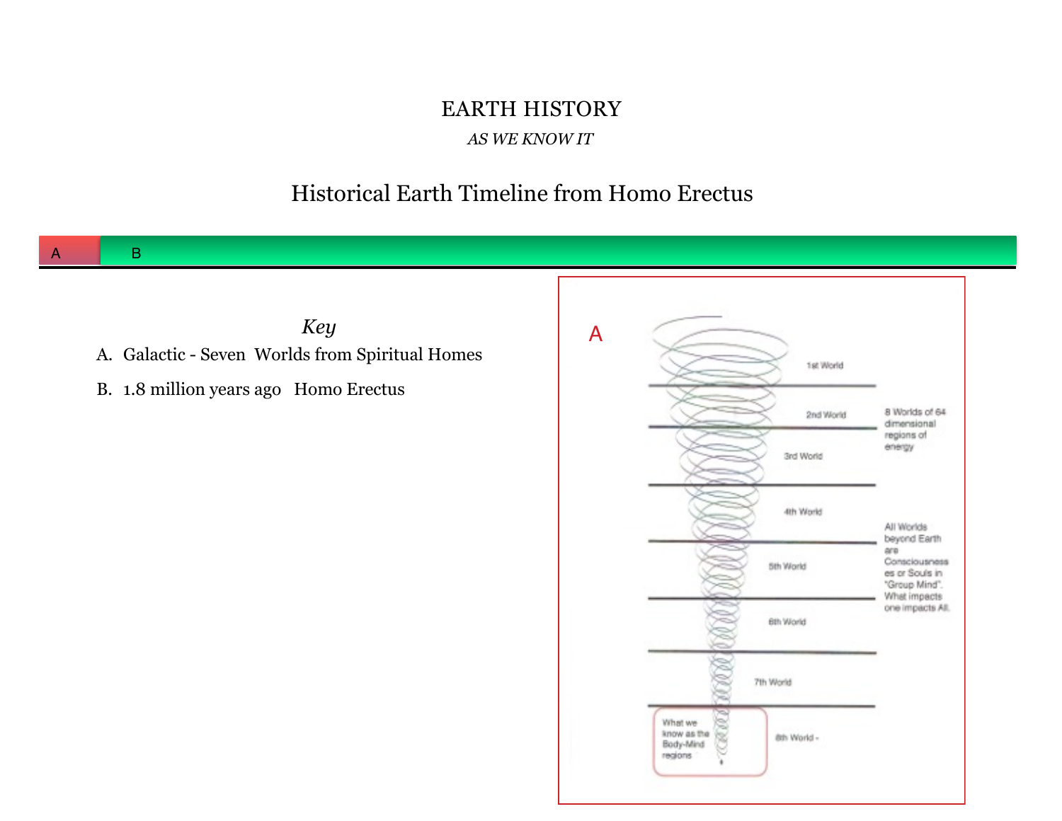# EARTH HISTORY

*AS WE KNOW IT*

## Historical Earth Timeline from Homo Erectus

A B

*Key*

A. Galactic - Seven Worlds from Spiritual Homes

B. 1.8 million years ago Homo Erectus

A

1st World

2nd World

3rd World

4th World

5th World

6th World

7th World

8th World -

What we know as the Body-Mind regions

8 Worlds of 64 dimensional regions of energy

All Worlds beyond Earth are Consciousnesses or Souls in "Group Mind". What impacts one impacts All.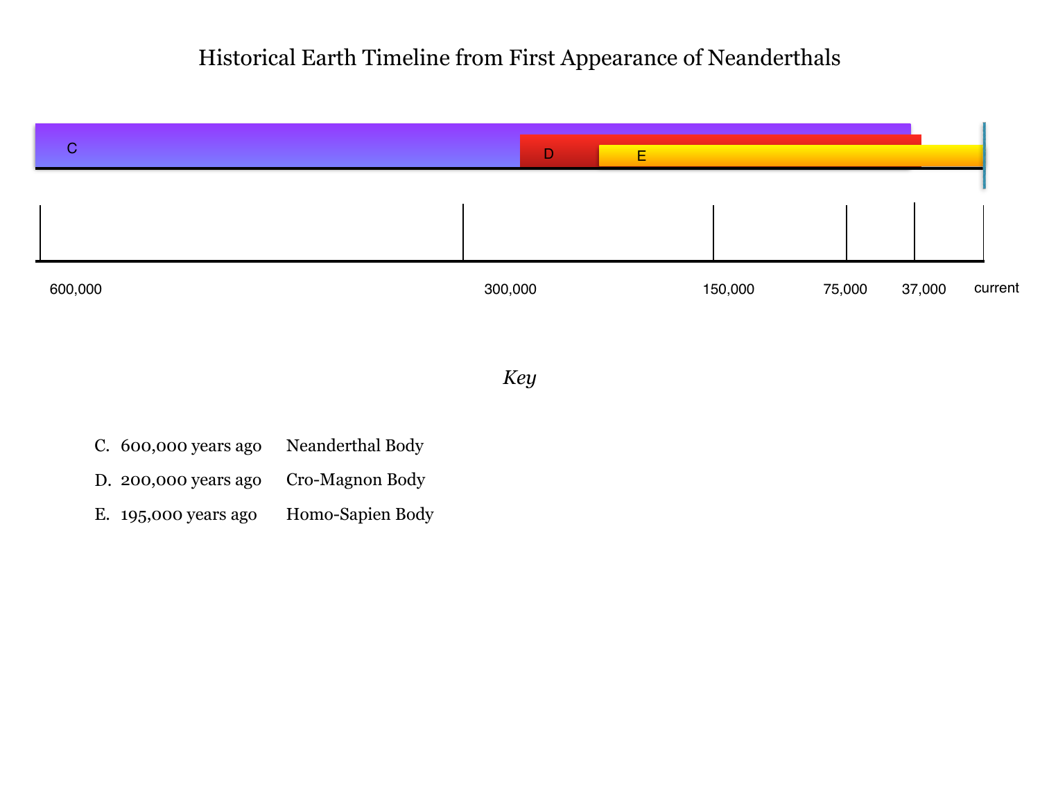# Historical Earth Timeline from First Appearance of Neanderthals

C

D

E

600,000 300,000 150,000 75,000 37,000 current

*Key*

C. 600,000 years ago Neanderthal Body

D. 200,000 years ago Cro-Magnon Body

E. 195,000 years ago Homo-Sapien Body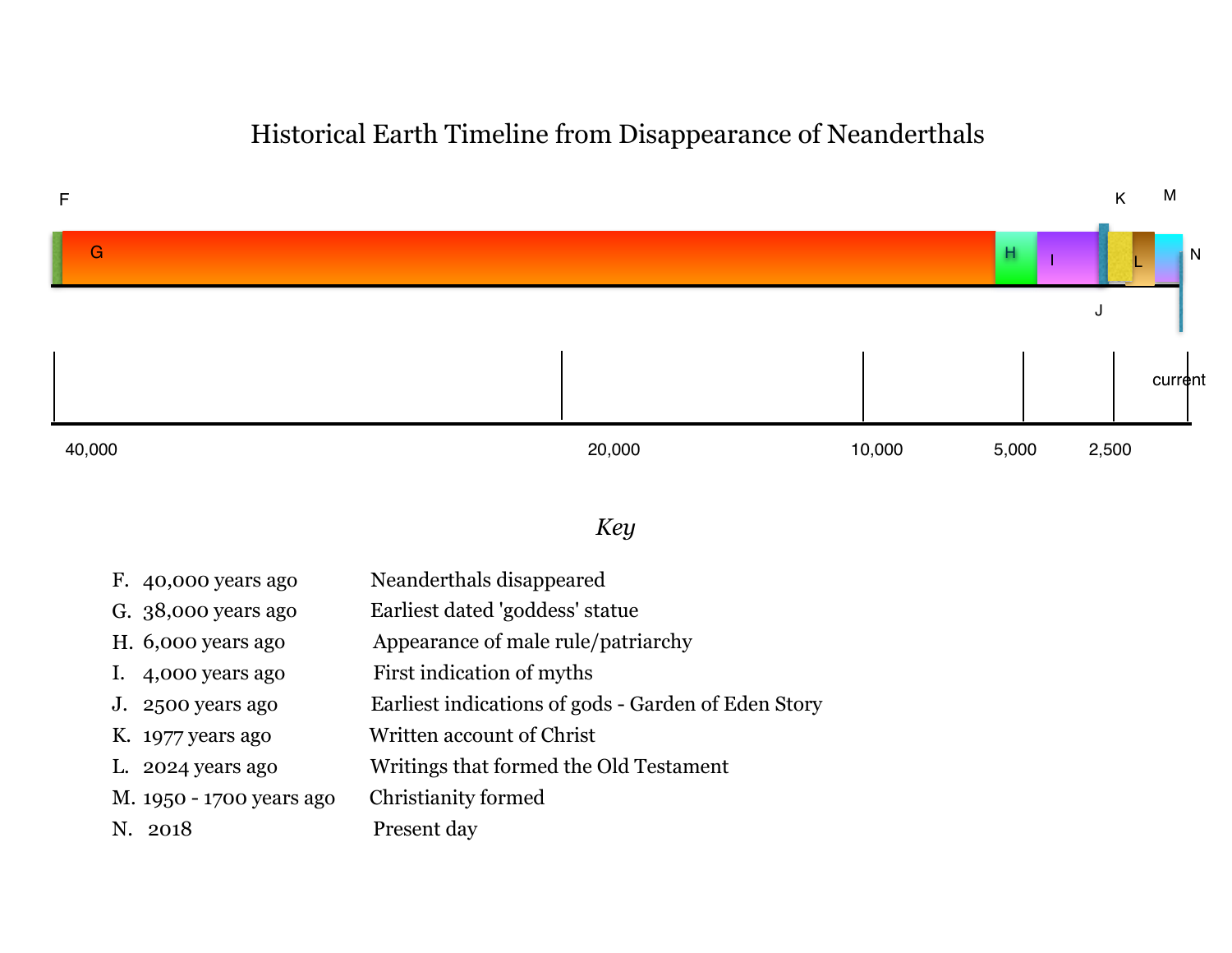# Historical Earth Timeline from Disappearance of Neanderthals

F

G

H

I

J

K

L

M

N

current

40,000 | 20,000 | 10,000 | 5,000 | 2,500

*Key*

| | | |
|---|---|---|
| F. | 40,000 years ago | Neanderthals disappeared |
| G. | 38,000 years ago | Earliest dated 'goddess' statue |
| H. | 6,000 years ago | Appearance of male rule/patriarchy |
| I. | 4,000 years ago | First indication of myths |
| J. | 2500 years ago | Earliest indications of gods - Garden of Eden Story |
| K. | 1977 years ago | Written account of Christ |
| L. | 2024 years ago | Writings that formed the Old Testament |
| M. | 1950 - 1700 years ago | Christianity formed |
| N. | 2018 | Present day |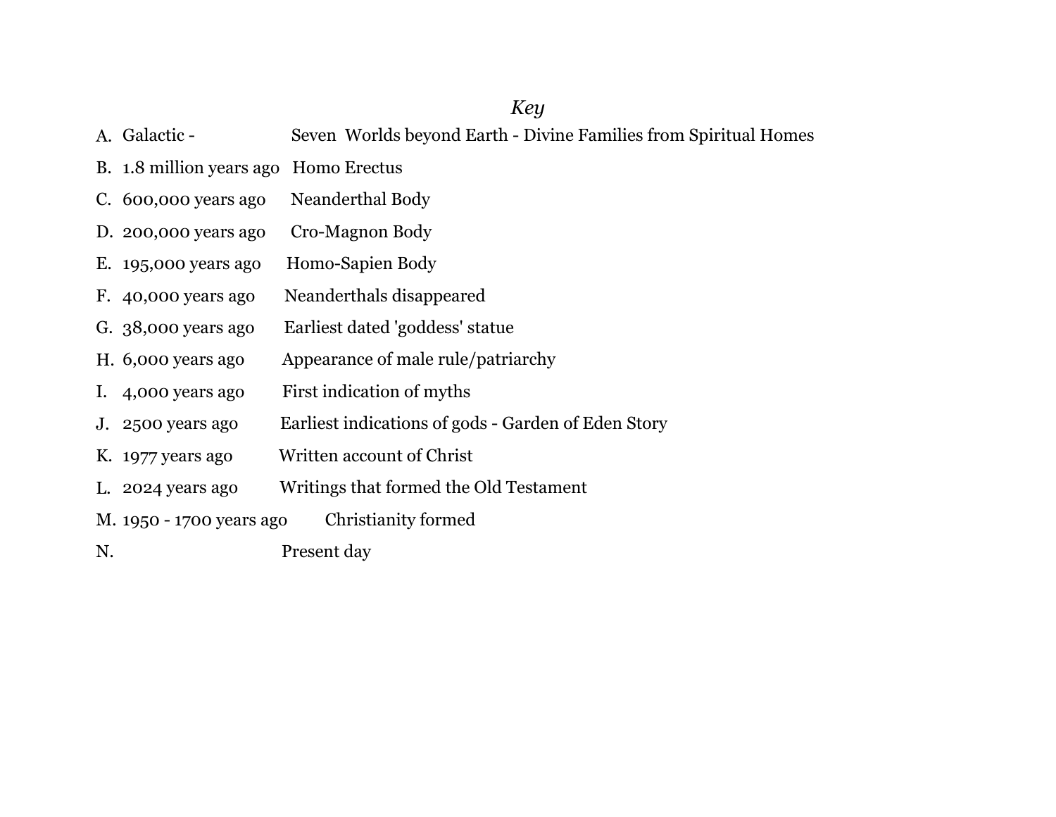*Key*

A. Galactic - Seven Worlds beyond Earth - Divine Families from Spiritual Homes

B. 1.8 million years ago Homo Erectus

C. 600,000 years ago Neanderthal Body

D. 200,000 years ago Cro-Magnon Body

E. 195,000 years ago Homo-Sapien Body

F. 40,000 years ago Neanderthals disappeared

G. 38,000 years ago Earliest dated 'goddess' statue

H. 6,000 years ago Appearance of male rule/patriarchy

I. 4,000 years ago First indication of myths

J. 2500 years ago Earliest indications of gods - Garden of Eden Story

K. 1977 years ago Written account of Christ

L. 2024 years ago Writings that formed the Old Testament

M. 1950 - 1700 years ago Christianity formed

N. Present day